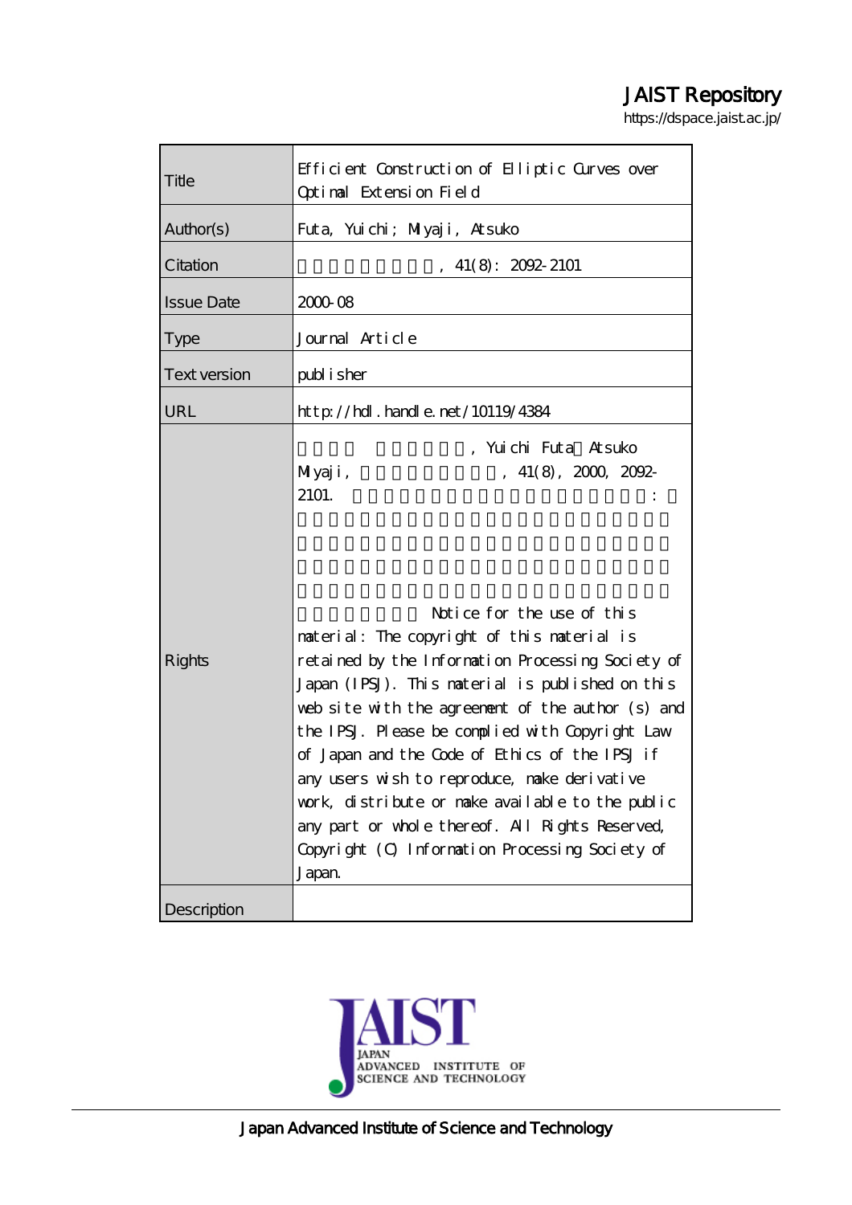# JAIST Repository

https://dspace.jaist.ac.jp/

| | |
|---|---|
| Title | Efficient Construction of Elliptic Curves over Optimal Extension Field |
| Author(s) | Futa, Yuichi; Miyaji, Atsuko |
| Citation | , 41(8): 2092-2101 |
| Issue Date | 2000-08 |
| Type | Journal Article |
| Text version | publisher |
| URL | http://hdl.handle.net/10119/4384 |
| Rights | , Yuichi Futa Atsuko Miyaji, , 41(8), 2000, 2092-2101. : Notice for the use of this material: The copyright of this material is retained by the Information Processing Society of Japan (IPSJ). This material is published on this web site with the agreement of the author (s) and the IPSJ. Please be complied with Copyright Law of Japan and the Code of Ethics of the IPSJ if any users wish to reproduce, make derivative work, distribute or make available to the public any part or whole thereof. All Rights Reserved, Copyright (C) Information Processing Society of Japan. |
| Description | |

JAPAN ADVANCED INSTITUTE OF SCIENCE AND TECHNOLOGY

Japan Advanced Institute of Science and Technology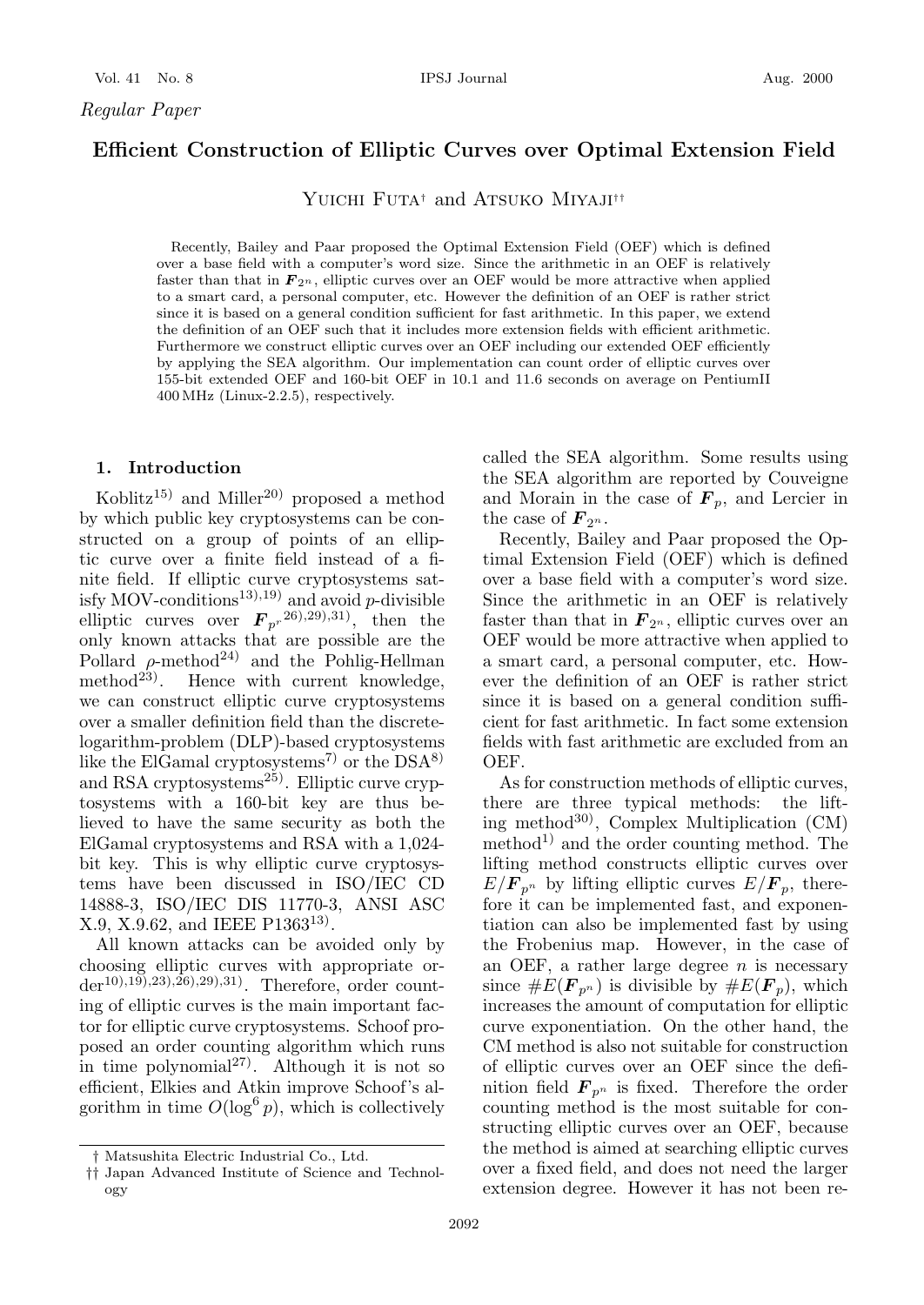*Regular Paper*

# Efficient Construction of Elliptic Curves over Optimal Extension Field

Yuichi Futa† and Atsuko Miyaji††

Recently, Bailey and Paar proposed the Optimal Extension Field (OEF) which is defined over a base field with a computer's word size. Since the arithmetic in an OEF is relatively faster than that in $\boldsymbol{F}_{2^n}$, elliptic curves over an OEF would be more attractive when applied to a smart card, a personal computer, etc. However the definition of an OEF is rather strict since it is based on a general condition sufficient for fast arithmetic. In this paper, we extend the definition of an OEF such that it includes more extension fields with efficient arithmetic. Furthermore we construct elliptic curves over an OEF including our extended OEF efficiently by applying the SEA algorithm. Our implementation can count order of elliptic curves over 155-bit extended OEF and 160-bit OEF in 10.1 and 11.6 seconds on average on PentiumII 400 MHz (Linux-2.2.5), respectively.

## 1. Introduction

Koblitz[15] and Miller[20] proposed a method by which public key cryptosystems can be constructed on a group of points of an elliptic curve over a finite field instead of a finite field. If elliptic curve cryptosystems satisfy MOV-conditions[13),19] and avoid $p$-divisible elliptic curves over $\boldsymbol{F}_{p^r}$[26),29),31], then the only known attacks that are possible are the Pollard $\rho$-method[24] and the Pohlig-Hellman method[23]. Hence with current knowledge, we can construct elliptic curve cryptosystems over a smaller definition field than the discrete-logarithm-problem (DLP)-based cryptosystems like the ElGamal cryptosystems[7] or the DSA[8] and RSA cryptosystems[25]. Elliptic curve cryptosystems with a 160-bit key are thus believed to have the same security as both the ElGamal cryptosystems and RSA with a 1,024-bit key. This is why elliptic curve cryptosystems have been discussed in ISO/IEC CD 14888-3, ISO/IEC DIS 11770-3, ANSI ASC X.9, X.9.62, and IEEE P1363[13].

All known attacks can be avoided only by choosing elliptic curves with appropriate order[10),19),23),26),29),31]. Therefore, order counting of elliptic curves is the main important factor for elliptic curve cryptosystems. Schoof proposed an order counting algorithm which runs in time polynomial[27]. Although it is not so efficient, Elkies and Atkin improve Schoof's algorithm in time $O(\log^6 p)$, which is collectively called the SEA algorithm. Some results using the SEA algorithm are reported by Couveigne and Morain in the case of $\boldsymbol{F}_p$, and Lercier in the case of $\boldsymbol{F}_{2^n}$.

Recently, Bailey and Paar proposed the Optimal Extension Field (OEF) which is defined over a base field with a computer's word size. Since the arithmetic in an OEF is relatively faster than that in $\boldsymbol{F}_{2^n}$, elliptic curves over an OEF would be more attractive when applied to a smart card, a personal computer, etc. However the definition of an OEF is rather strict since it is based on a general condition sufficient for fast arithmetic. In fact some extension fields with fast arithmetic are excluded from an OEF.

As for construction methods of elliptic curves, there are three typical methods: the lifting method[30], Complex Multiplication (CM) method[1] and the order counting method. The lifting method constructs elliptic curves over $E/\boldsymbol{F}_{p^n}$ by lifting elliptic curves $E/\boldsymbol{F}_p$, therefore it can be implemented fast, and exponentiation can also be implemented fast by using the Frobenius map. However, in the case of an OEF, a rather large degree $n$ is necessary since $\#E(\boldsymbol{F}_{p^n})$ is divisible by $\#E(\boldsymbol{F}_p)$, which increases the amount of computation for elliptic curve exponentiation. On the other hand, the CM method is also not suitable for construction of elliptic curves over an OEF since the definition field $\boldsymbol{F}_{p^n}$ is fixed. Therefore the order counting method is the most suitable for constructing elliptic curves over an OEF, because the method is aimed at searching elliptic curves over a fixed field, and does not need the larger extension degree. However it has not been re-

† Matsushita Electric Industrial Co., Ltd.
†† Japan Advanced Institute of Science and Technology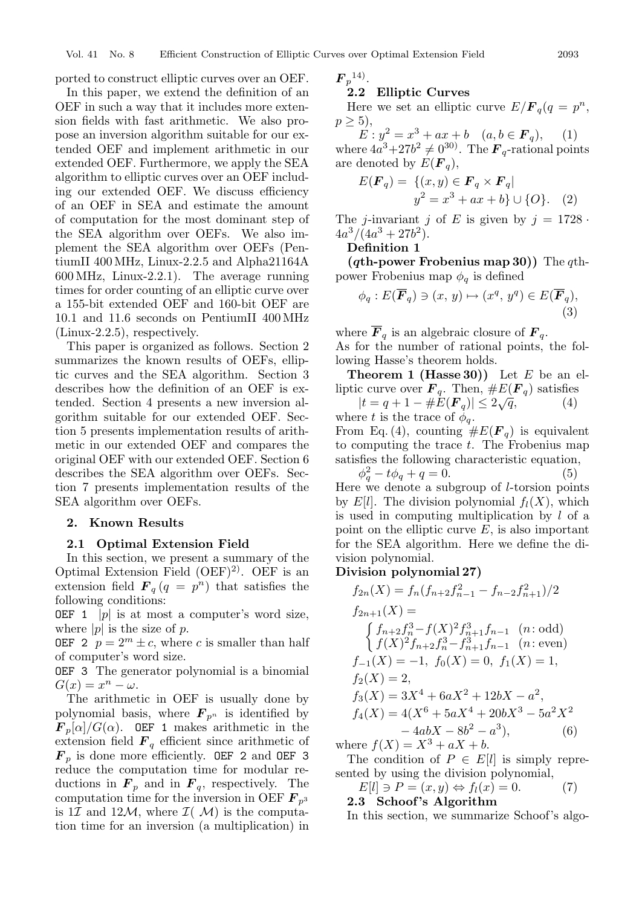ported to construct elliptic curves over an OEF.

In this paper, we extend the definition of an OEF in such a way that it includes more extension fields with fast arithmetic. We also propose an inversion algorithm suitable for our extended OEF and implement arithmetic in our extended OEF. Furthermore, we apply the SEA algorithm to elliptic curves over an OEF including our extended OEF. We discuss efficiency of an OEF in SEA and estimate the amount of computation for the most dominant step of the SEA algorithm over OEFs. We also implement the SEA algorithm over OEFs (PentiumII 400 MHz, Linux-2.2.5 and Alpha21164A 600 MHz, Linux-2.2.1). The average running times for order counting of an elliptic curve over a 155-bit extended OEF and 160-bit OEF are 10.1 and 11.6 seconds on PentiumII 400 MHz (Linux-2.2.5), respectively.

This paper is organized as follows. Section 2 summarizes the known results of OEFs, elliptic curves and the SEA algorithm. Section 3 describes how the definition of an OEF is extended. Section 4 presents a new inversion algorithm suitable for our extended OEF. Section 5 presents implementation results of arithmetic in our extended OEF and compares the original OEF with our extended OEF. Section 6 describes the SEA algorithm over OEFs. Section 7 presents implementation results of the SEA algorithm over OEFs.

## 2. Known Results

### 2.1 Optimal Extension Field

In this section, we present a summary of the Optimal Extension Field (OEF)[2]. OEF is an extension field $\boldsymbol{F}_q$ ($q = p^n$) that satisfies the following conditions:

`OEF 1` $|p|$ is at most a computer's word size, where $|p|$ is the size of $p$.

`OEF 2` $p = 2^m \pm c$, where $c$ is smaller than half of computer's word size.

`OEF 3` The generator polynomial is a binomial $G(x) = x^n - \omega$.

The arithmetic in OEF is usually done by polynomial basis, where $\boldsymbol{F}_{p^n}$ is identified by $\boldsymbol{F}_p[\alpha]/G(\alpha)$. `OEF 1` makes arithmetic in the extension field $\boldsymbol{F}_q$ efficient since arithmetic of $\boldsymbol{F}_p$ is done more efficiently. `OEF 2` and `OEF 3` reduce the computation time for modular reductions in $\boldsymbol{F}_p$ and in $\boldsymbol{F}_q$, respectively. The computation time for the inversion in OEF $\boldsymbol{F}_{p^3}$ is $1\mathcal{I}$ and $12\mathcal{M}$, where $\mathcal{I}$( $\mathcal{M}$) is the computation time for an inversion (a multiplication) in $\boldsymbol{F}_p$[14].

### 2.2 Elliptic Curves

Here we set an elliptic curve $E/\boldsymbol{F}_q (q = p^n, p \geq 5)$,

$$E : y^2 = x^3 + ax + b \quad (a, b \in \boldsymbol{F}_q), \qquad (1)$$

where $4a^3+27b^2 \neq 0$[30]. The $\boldsymbol{F}_q$-rational points are denoted by $E(\boldsymbol{F}_q)$,

$$E(\boldsymbol{F}_q) = \{(x, y) \in \boldsymbol{F}_q \times \boldsymbol{F}_q | \; y^2 = x^3 + ax + b\} \cup \{O\}. \quad (2)$$

The $j$-invariant $j$ of $E$ is given by $j = 1728 \cdot 4a^3/(4a^3 + 27b^2)$.

**Definition 1**

**($q$th-power Frobenius map [30])** The $q$th-power Frobenius map $\phi_q$ is defined

$$\phi_q : E(\overline{\boldsymbol{F}}_q) \ni (x, y) \mapsto (x^q, y^q) \in E(\overline{\boldsymbol{F}}_q), \qquad (3)$$

where $\overline{\boldsymbol{F}}_q$ is an algebraic closure of $\boldsymbol{F}_q$.

As for the number of rational points, the following Hasse's theorem holds.

**Theorem 1 (Hasse [30])** Let $E$ be an elliptic curve over $\boldsymbol{F}_q$. Then, $\#E(\boldsymbol{F}_q)$ satisfies

$$|t = q + 1 - \#E(\boldsymbol{F}_q)| \leq 2\sqrt{q}, \qquad (4)$$

where $t$ is the trace of $\phi_q$.

From Eq. (4), counting $\#E(\boldsymbol{F}_q)$ is equivalent to computing the trace $t$. The Frobenius map satisfies the following characteristic equation,

$$\phi_q^2 - t\phi_q + q = 0. \qquad (5)$$

Here we denote a subgroup of $l$-torsion points by $E[l]$. The division polynomial $f_l(X)$, which is used in computing multiplication by $l$ of a point on the elliptic curve $E$, is also important for the SEA algorithm. Here we define the division polynomial.

**Division polynomial [27]**

$$
\begin{aligned}
&f_{2n}(X) = f_n(f_{n+2}f_{n-1}^2 - f_{n-2}f_{n+1}^2)/2 \\
&f_{2n+1}(X) = \\
&\quad \begin{cases} f_{n+2}f_n^3 - f(X)^2 f_{n+1}^3 f_{n-1} & (n\text{: odd}) \\ f(X)^2 f_{n+2}f_n^3 - f_{n+1}^3 f_{n-1} & (n\text{: even}) \end{cases} \\
&f_{-1}(X) = -1, \; f_0(X) = 0, \; f_1(X) = 1, \\
&f_2(X) = 2, \\
&f_3(X) = 3X^4 + 6aX^2 + 12bX - a^2, \\
&f_4(X) = 4(X^6 + 5aX^4 + 20bX^3 - 5a^2X^2 \\
&\qquad - 4abX - 8b^2 - a^3), \qquad (6)
\end{aligned}
$$

where $f(X) = X^3 + aX + b$.

The condition of $P \in E[l]$ is simply represented by using the division polynomial,

$$E[l] \ni P = (x, y) \Leftrightarrow f_l(x) = 0. \qquad (7)$$

### 2.3 Schoof's Algorithm

In this section, we summarize Schoof's algo-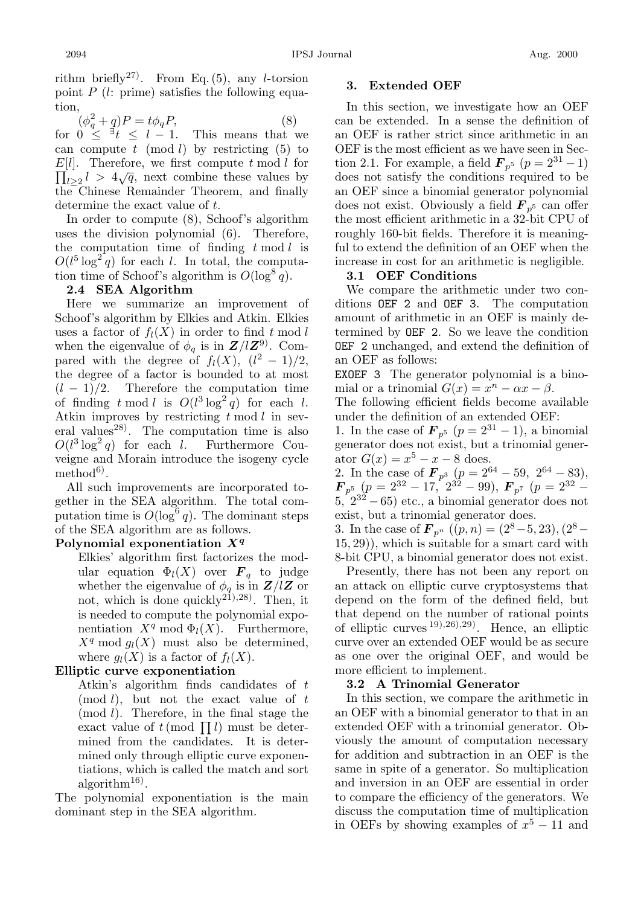rithm briefly[27]. From Eq. (5), any $l$-torsion point $P$ ($l$: prime) satisfies the following equation,

$$(\phi_q^2 + q)P = t\phi_q P, \qquad (8)$$

for $0 \leq {}^{\exists}t \leq l-1$. This means that we can compute $t \pmod{l}$ by restricting (5) to $E[l]$. Therefore, we first compute $t \bmod l$ for $\prod_{l \geq 2} l > 4\sqrt{q}$, next combine these values by the Chinese Remainder Theorem, and finally determine the exact value of $t$.

In order to compute (8), Schoof's algorithm uses the division polynomial (6). Therefore, the computation time of finding $t \bmod l$ is $O(l^5 \log^2 q)$ for each $l$. In total, the computation time of Schoof's algorithm is $O(\log^8 q)$.

### 2.4 SEA Algorithm

Here we summarize an improvement of Schoof's algorithm by Elkies and Atkin. Elkies uses a factor of $f_l(X)$ in order to find $t \bmod l$ when the eigenvalue of $\phi_q$ is in $\boldsymbol{Z}/l\boldsymbol{Z}$[9]. Compared with the degree of $f_l(X)$, $(l^2-1)/2$, the degree of a factor is bounded to at most $(l-1)/2$. Therefore the computation time of finding $t \bmod l$ is $O(l^3 \log^2 q)$ for each $l$. Atkin improves by restricting $t \bmod l$ in several values[28]. The computation time is also $O(l^3 \log^2 q)$ for each $l$. Furthermore Couveigne and Morain introduce the isogeny cycle method[6].

All such improvements are incorporated together in the SEA algorithm. The total computation time is $O(\log^6 q)$. The dominant steps of the SEA algorithm are as follows.

**Polynomial exponentiation $X^q$**

Elkies' algorithm first factorizes the modular equation $\Phi_l(X)$ over $\boldsymbol{F}_q$ to judge whether the eigenvalue of $\phi_q$ is in $\boldsymbol{Z}/l\boldsymbol{Z}$ or not, which is done quickly[21,28]. Then, it is needed to compute the polynomial exponentiation $X^q \bmod \Phi_l(X)$. Furthermore, $X^q \bmod g_l(X)$ must also be determined, where $g_l(X)$ is a factor of $f_l(X)$.

**Elliptic curve exponentiation**

Atkin's algorithm finds candidates of $t \pmod{l}$, but not the exact value of $t \pmod{l}$. Therefore, in the final stage the exact value of $t \pmod{\prod l}$ must be determined from the candidates. It is determined only through elliptic curve exponentiations, which is called the match and sort algorithm[16].

The polynomial exponentiation is the main dominant step in the SEA algorithm.

## 3. Extended OEF

In this section, we investigate how an OEF can be extended. In a sense the definition of an OEF is rather strict since arithmetic in an OEF is the most efficient as we have seen in Section 2.1. For example, a field $\boldsymbol{F}_{p^5}$ ($p = 2^{31}-1$) does not satisfy the conditions required to be an OEF since a binomial generator polynomial does not exist. Obviously a field $\boldsymbol{F}_{p^5}$ can offer the most efficient arithmetic in a 32-bit CPU of roughly 160-bit fields. Therefore it is meaningful to extend the definition of an OEF when the increase in cost for an arithmetic is negligible.

### 3.1 OEF Conditions

We compare the arithmetic under two conditions `OEF 2` and `OEF 3`. The computation amount of arithmetic in an OEF is mainly determined by `OEF 2`. So we leave the condition `OEF 2` unchanged, and extend the definition of an OEF as follows:

`EXOEF 3` The generator polynomial is a binomial or a trinomial $G(x) = x^n - \alpha x - \beta$.

The following efficient fields become available under the definition of an extended OEF:

1. In the case of $\boldsymbol{F}_{p^5}$ ($p = 2^{31}-1$), a binomial generator does not exist, but a trinomial generator $G(x) = x^5 - x - 8$ does.
2. In the case of $\boldsymbol{F}_{p^3}$ ($p = 2^{64}-59,\ 2^{64}-83$), $\boldsymbol{F}_{p^5}$ ($p = 2^{32}-17,\ 2^{32}-99$), $\boldsymbol{F}_{p^7}$ ($p = 2^{32}-5,\ 2^{32}-65$) etc., a binomial generator does not exist, but a trinomial generator does.
3. In the case of $\boldsymbol{F}_{p^n}$ ($(p,n) = (2^8-5, 23), (2^8-15, 29)$), which is suitable for a smart card with 8-bit CPU, a binomial generator does not exist.

Presently, there has not been any report on an attack on elliptic curve cryptosystems that depend on the form of the defined field, but that depend on the number of rational points of elliptic curves[19,26,29]. Hence, an elliptic curve over an extended OEF would be as secure as one over the original OEF, and would be more efficient to implement.

### 3.2 A Trinomial Generator

In this section, we compare the arithmetic in an OEF with a binomial generator to that in an extended OEF with a trinomial generator. Obviously the amount of computation necessary for addition and subtraction in an OEF is the same in spite of a generator. So multiplication and inversion in an OEF are essential in order to compare the efficiency of the generators. We discuss the computation time of multiplication in OEFs by showing examples of $x^5 - 11$ and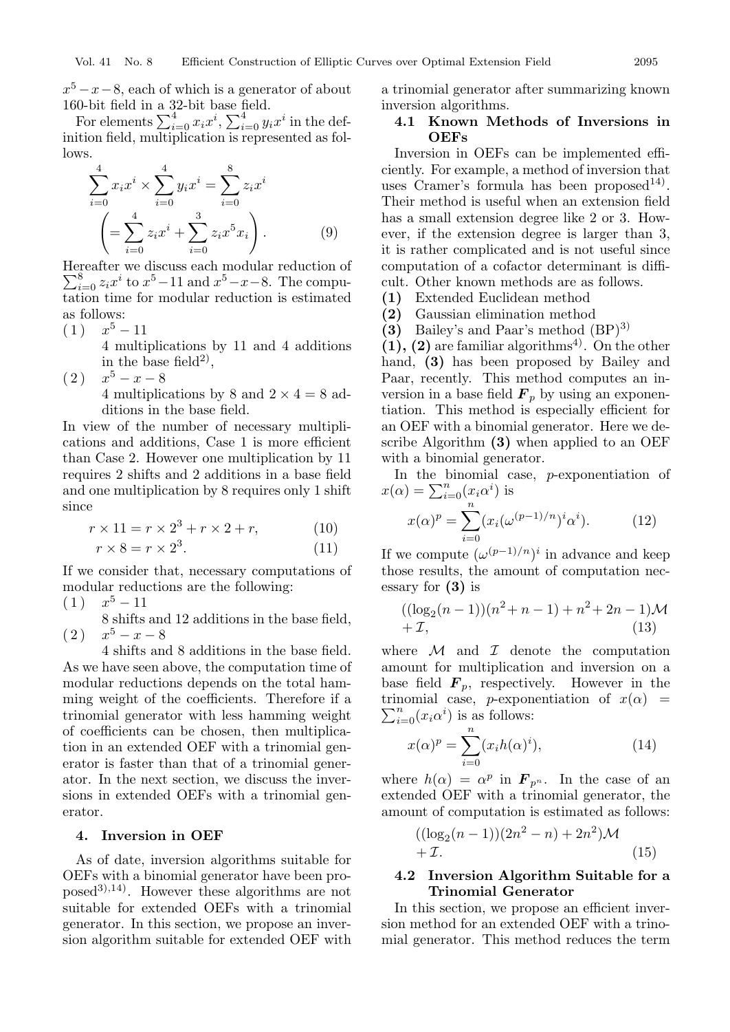$x^5 - x - 8$, each of which is a generator of about 160-bit field in a 32-bit base field.

For elements $\sum_{i=0}^{4} x_i x^i$, $\sum_{i=0}^{4} y_i x^i$ in the definition field, multiplication is represented as follows.

$$\sum_{i=0}^{4} x_i x^i \times \sum_{i=0}^{4} y_i x^i = \sum_{i=0}^{8} z_i x^i$$
$$\left( = \sum_{i=0}^{4} z_i x^i + \sum_{i=0}^{3} z_i x^5 x_i \right). \tag{9}$$

Hereafter we discuss each modular reduction of $\sum_{i=0}^{8} z_i x^i$ to $x^5 - 11$ and $x^5 - x - 8$. The computation time for modular reduction is estimated as follows:

(1) $x^5 - 11$
  4 multiplications by 11 and 4 additions in the base field[2],

(2) $x^5 - x - 8$
  4 multiplications by 8 and $2 \times 4 = 8$ additions in the base field.

In view of the number of necessary multiplications and additions, Case 1 is more efficient than Case 2. However one multiplication by 11 requires 2 shifts and 2 additions in a base field and one multiplication by 8 requires only 1 shift since

$$r \times 11 = r \times 2^3 + r \times 2 + r, \tag{10}$$
$$r \times 8 = r \times 2^3. \tag{11}$$

If we consider that, necessary computations of modular reductions are the following:

(1) $x^5 - 11$
  8 shifts and 12 additions in the base field,

(2) $x^5 - x - 8$
  4 shifts and 8 additions in the base field.

As we have seen above, the computation time of modular reductions depends on the total hamming weight of the coefficients. Therefore if a trinomial generator with less hamming weight of coefficients can be chosen, then multiplication in an extended OEF with a trinomial generator is faster than that of a trinomial generator. In the next section, we discuss the inversions in extended OEFs with a trinomial generator.

## 4. Inversion in OEF

As of date, inversion algorithms suitable for OEFs with a binomial generator have been proposed[3),14)]. However these algorithms are not suitable for extended OEFs with a trinomial generator. In this section, we propose an inversion algorithm suitable for extended OEF with a trinomial generator after summarizing known inversion algorithms.

### 4.1 Known Methods of Inversions in OEFs

Inversion in OEFs can be implemented efficiently. For example, a method of inversion that uses Cramer's formula has been proposed[14)]. Their method is useful when an extension field has a small extension degree like 2 or 3. However, if the extension degree is larger than 3, it is rather complicated and is not useful since computation of a cofactor determinant is difficult. Other known methods are as follows.

**(1)** Extended Euclidean method
**(2)** Gaussian elimination method
**(3)** Bailey's and Paar's method (BP)[3)]

**(1), (2)** are familiar algorithms[4)]. On the other hand, **(3)** has been proposed by Bailey and Paar, recently. This method computes an inversion in a base field $\boldsymbol{F}_p$ by using an exponentiation. This method is especially efficient for an OEF with a binomial generator. Here we describe Algorithm **(3)** when applied to an OEF with a binomial generator.

In the binomial case, $p$-exponentiation of $x(\alpha) = \sum_{i=0}^{n} (x_i \alpha^i)$ is

$$x(\alpha)^p = \sum_{i=0}^{n} (x_i (\omega^{(p-1)/n})^i \alpha^i). \tag{12}$$

If we compute $(\omega^{(p-1)/n})^i$ in advance and keep those results, the amount of computation necessary for **(3)** is

$$((\log_2(n-1))(n^2+n-1) + n^2 + 2n - 1)\mathcal{M} + \mathcal{I}, \tag{13}$$

where $\mathcal{M}$ and $\mathcal{I}$ denote the computation amount for multiplication and inversion on a base field $\boldsymbol{F}_p$, respectively. However in the trinomial case, $p$-exponentiation of $x(\alpha) = \sum_{i=0}^{n} (x_i \alpha^i)$ is as follows:

$$x(\alpha)^p = \sum_{i=0}^{n} (x_i h(\alpha)^i), \tag{14}$$

where $h(\alpha) = \alpha^p$ in $\boldsymbol{F}_{p^n}$. In the case of an extended OEF with a trinomial generator, the amount of computation is estimated as follows:

$$((\log_2(n-1))(2n^2 - n) + 2n^2)\mathcal{M} + \mathcal{I}. \tag{15}$$

### 4.2 Inversion Algorithm Suitable for a Trinomial Generator

In this section, we propose an efficient inversion method for an extended OEF with a trinomial generator. This method reduces the term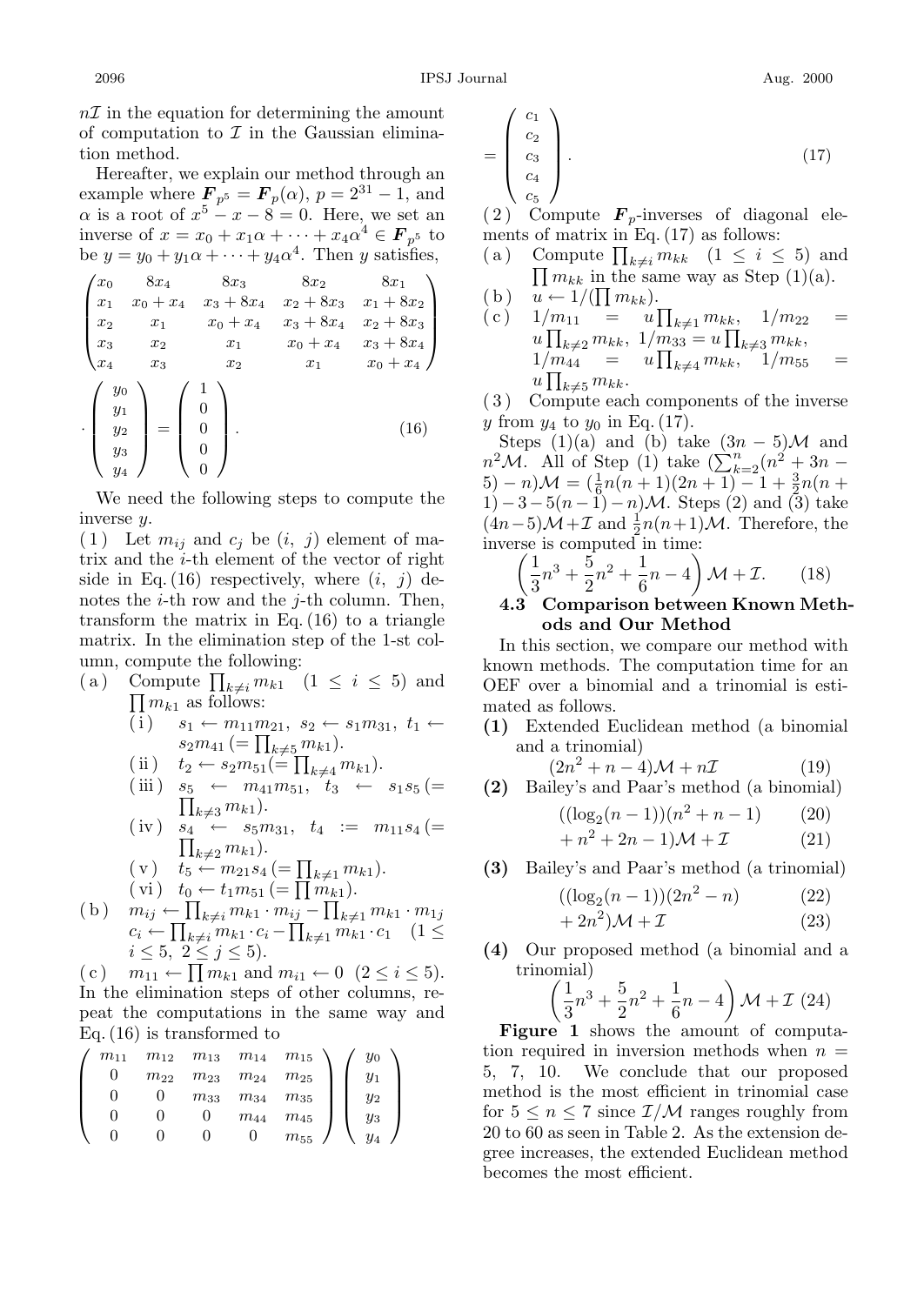$n\mathcal{I}$ in the equation for determining the amount of computation to $\mathcal{I}$ in the Gaussian elimination method.

Hereafter, we explain our method through an example where $\boldsymbol{F}_{p^5} = \boldsymbol{F}_p(\alpha)$, $p = 2^{31} - 1$, and $\alpha$ is a root of $x^5 - x - 8 = 0$. Here, we set an inverse of $x = x_0 + x_1\alpha + \cdots + x_4\alpha^4 \in \boldsymbol{F}_{p^5}$ to be $y = y_0 + y_1\alpha + \cdots + y_4\alpha^4$. Then $y$ satisfies,

$$\begin{pmatrix} x_0 & 8x_4 & 8x_3 & 8x_2 & 8x_1 \\ x_1 & x_0 + x_4 & x_3 + 8x_4 & x_2 + 8x_3 & x_1 + 8x_2 \\ x_2 & x_1 & x_0 + x_4 & x_3 + 8x_4 & x_2 + 8x_3 \\ x_3 & x_2 & x_1 & x_0 + x_4 & x_3 + 8x_4 \\ x_4 & x_3 & x_2 & x_1 & x_0 + x_4 \end{pmatrix} \cdot \begin{pmatrix} y_0 \\ y_1 \\ y_2 \\ y_3 \\ y_4 \end{pmatrix} = \begin{pmatrix} 1 \\ 0 \\ 0 \\ 0 \\ 0 \end{pmatrix}. \tag{16}$$

We need the following steps to compute the inverse $y$.

(1) Let $m_{ij}$ and $c_j$ be $(i,\ j)$ element of matrix and the $i$-th element of the vector of right side in Eq. (16) respectively, where $(i,\ j)$ denotes the $i$-th row and the $j$-th column. Then, transform the matrix in Eq. (16) to a triangle matrix. In the elimination step of the 1-st column, compute the following:

- (a) Compute $\prod_{k \neq i} m_{k1}$ $(1 \le i \le 5)$ and $\prod m_{k1}$ as follows:
  - (i) $s_1 \leftarrow m_{11}m_{21}$, $s_2 \leftarrow s_1 m_{31}$, $t_1 \leftarrow s_2 m_{41} \,(= \prod_{k \neq 5} m_{k1})$.
  - (ii) $t_2 \leftarrow s_2 m_{51} (= \prod_{k \neq 4} m_{k1})$.
  - (iii) $s_5 \leftarrow m_{41}m_{51}$, $t_3 \leftarrow s_1 s_5 \,(= \prod_{k \neq 3} m_{k1})$.
  - (iv) $s_4 \leftarrow s_5 m_{31}$, $t_4 := m_{11}s_4 \,(= \prod_{k \neq 2} m_{k1})$.
  - (v) $t_5 \leftarrow m_{21}s_4 \,(= \prod_{k \neq 1} m_{k1})$.
  - (vi) $t_0 \leftarrow t_1 m_{51} \,(= \prod m_{k1})$.
- (b) $m_{ij} \leftarrow \prod_{k \neq i} m_{k1} \cdot m_{ij} - \prod_{k \neq 1} m_{k1} \cdot m_{1j}$
  $c_i \leftarrow \prod_{k \neq i} m_{k1} \cdot c_i - \prod_{k \neq 1} m_{k1} \cdot c_1$ $\quad (1 \le i \le 5,\ 2 \le j \le 5)$.
- (c) $m_{11} \leftarrow \prod m_{k1}$ and $m_{i1} \leftarrow 0$ $(2 \le i \le 5)$.

In the elimination steps of other columns, repeat the computations in the same way and Eq. (16) is transformed to

$$\begin{pmatrix} m_{11} & m_{12} & m_{13} & m_{14} & m_{15} \\ 0 & m_{22} & m_{23} & m_{24} & m_{25} \\ 0 & 0 & m_{33} & m_{34} & m_{35} \\ 0 & 0 & 0 & m_{44} & m_{45} \\ 0 & 0 & 0 & 0 & m_{55} \end{pmatrix} \begin{pmatrix} y_0 \\ y_1 \\ y_2 \\ y_3 \\ y_4 \end{pmatrix} = \begin{pmatrix} c_1 \\ c_2 \\ c_3 \\ c_4 \\ c_5 \end{pmatrix}. \tag{17}$$

(2) Compute $\boldsymbol{F}_p$-inverses of diagonal elements of matrix in Eq. (17) as follows:

- (a) Compute $\prod_{k \neq i} m_{kk}$ $(1 \le i \le 5)$ and $\prod m_{kk}$ in the same way as Step (1)(a).
- (b) $u \leftarrow 1/(\prod m_{kk})$.
- (c) $1/m_{11} = u\prod_{k \neq 1} m_{kk}$, $1/m_{22} = u\prod_{k \neq 2} m_{kk}$, $1/m_{33} = u\prod_{k \neq 3} m_{kk}$, $1/m_{44} = u\prod_{k \neq 4} m_{kk}$, $1/m_{55} = u\prod_{k \neq 5} m_{kk}$.

(3) Compute each components of the inverse $y$ from $y_4$ to $y_0$ in Eq. (17).

Steps (1)(a) and (b) take $(3n-5)\mathcal{M}$ and $n^2\mathcal{M}$. All of Step (1) take $(\sum_{k=2}^{n}(n^2 + 3n - 5) - n)\mathcal{M} = (\frac{1}{6}n(n+1)(2n+1) - 1 + \frac{3}{2}n(n+1) - 3 - 5(n-1) - n)\mathcal{M}$. Steps (2) and (3) take $(4n-5)\mathcal{M} + \mathcal{I}$ and $\frac{1}{2}n(n+1)\mathcal{M}$. Therefore, the inverse is computed in time:

$$\left(\frac{1}{3}n^3 + \frac{5}{2}n^2 + \frac{1}{6}n - 4\right)\mathcal{M} + \mathcal{I}. \tag{18}$$

### 4.3 Comparison between Known Methods and Our Method

In this section, we compare our method with known methods. The computation time for an OEF over a binomial and a trinomial is estimated as follows.

**(1)** Extended Euclidean method (a binomial and a trinomial)

$$(2n^2 + n - 4)\mathcal{M} + n\mathcal{I} \tag{19}$$

**(2)** Bailey's and Paar's method (a binomial)

$$((\log_2(n-1))(n^2 + n - 1) \tag{20}$$
$$+ n^2 + 2n - 1)\mathcal{M} + \mathcal{I} \tag{21}$$

**(3)** Bailey's and Paar's method (a trinomial)

$$((\log_2(n-1))(2n^2 - n) \tag{22}$$
$$+ 2n^2)\mathcal{M} + \mathcal{I} \tag{23}$$

**(4)** Our proposed method (a binomial and a trinomial)

$$\left(\frac{1}{3}n^3 + \frac{5}{2}n^2 + \frac{1}{6}n - 4\right)\mathcal{M} + \mathcal{I} \tag{24}$$

**Figure 1** shows the amount of computation required in inversion methods when $n = 5,\ 7,\ 10$. We conclude that our proposed method is the most efficient in trinomial case for $5 \le n \le 7$ since $\mathcal{I}/\mathcal{M}$ ranges roughly from 20 to 60 as seen in Table 2. As the extension degree increases, the extended Euclidean method becomes the most efficient.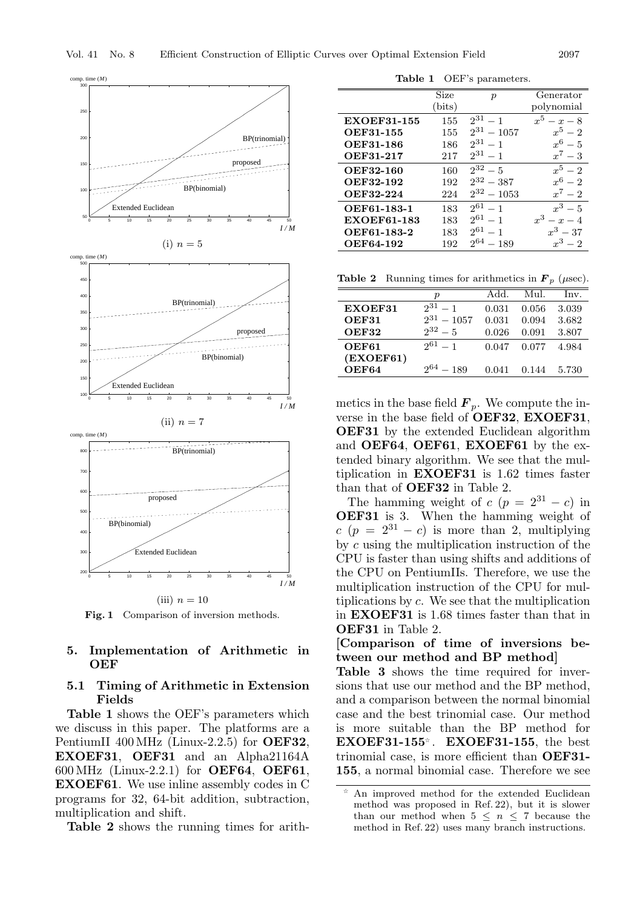comp. time (M)

300

250

200

150

100

50

0 5 10 15 20 25 30 35 40 45 50

I / M

BP(trinomial)

proposed

BP(binomial)

Extended Euclidean

(i) $n = 5$

comp. time (M)

500

450

400

350

300

250

200

150

100

0 5 10 15 20 25 30 35 40 45 50

I / M

BP(trinomial)

proposed

BP(binomial)

Extended Euclidean

(ii) $n = 7$

comp. time (M)

800

700

600

500

400

300

200

0 5 10 15 20 25 30 35 40 45 50

I / M

BP(trinomial)

proposed

BP(binomial)

Extended Euclidean

(iii) $n = 10$

**Fig. 1** Comparison of inversion methods.

## 5. Implementation of Arithmetic in OEF

### 5.1 Timing of Arithmetic in Extension Fields

**Table 1** shows the OEF's parameters which we discuss in this paper. The platforms are a PentiumII 400 MHz (Linux-2.2.5) for **OEF32**, **EXOEF31**, **OEF31** and an Alpha21164A 600 MHz (Linux-2.2.1) for **OEF64**, **OEF61**, **EXOEF61**. We use inline assembly codes in C programs for 32, 64-bit addition, subtraction, multiplication and shift.

**Table 2** shows the running times for arithmetics in the base field $\boldsymbol{F}_p$. We compute the inverse in the base field of **OEF32**, **EXOEF31**, **OEF31** by the extended Euclidean algorithm and **OEF64**, **OEF61**, **EXOEF61** by the extended binary algorithm. We see that the multiplication in **EXOEF31** is 1.62 times faster than that of **OEF32** in Table 2.

The hamming weight of $c$ ($p = 2^{31} - c$) in **OEF31** is 3. When the hamming weight of $c$ ($p = 2^{31} - c$) is more than 2, multiplying by $c$ using the multiplication instruction of the CPU is faster than using shifts and additions of the CPU on PentiumIIs. Therefore, we use the multiplication instruction of the CPU for multiplications by $c$. We see that the multiplication in **EXOEF31** is 1.68 times faster than that in **OEF31** in Table 2.

**Table 1** OEF's parameters.

| | Size (bits) | $p$ | Generator polynomial |
|---|---|---|---|
| **EXOEF31-155** | 155 | $2^{31} - 1$ | $x^5 - x - 8$ |
| **OEF31-155** | 155 | $2^{31} - 1057$ | $x^5 - 2$ |
| **OEF31-186** | 186 | $2^{31} - 1$ | $x^6 - 5$ |
| **OEF31-217** | 217 | $2^{31} - 1$ | $x^7 - 3$ |
| **OEF32-160** | 160 | $2^{32} - 5$ | $x^5 - 2$ |
| **OEF32-192** | 192 | $2^{32} - 387$ | $x^6 - 2$ |
| **OEF32-224** | 224 | $2^{32} - 1053$ | $x^7 - 2$ |
| **OEF61-183-1** | 183 | $2^{61} - 1$ | $x^3 - 5$ |
| **EXOEF61-183** | 183 | $2^{61} - 1$ | $x^3 - x - 4$ |
| **OEF61-183-2** | 183 | $2^{61} - 1$ | $x^3 - 37$ |
| **OEF64-192** | 192 | $2^{64} - 189$ | $x^3 - 2$ |

**Table 2** Running times for arithmetics in $\boldsymbol{F}_p$ ($\mu$sec).

| | $p$ | Add. | Mul. | Inv. |
|---|---|---|---|---|
| **EXOEF31** | $2^{31} - 1$ | 0.031 | 0.056 | 3.039 |
| **OEF31** | $2^{31} - 1057$ | 0.031 | 0.094 | 3.682 |
| **OEF32** | $2^{32} - 5$ | 0.026 | 0.091 | 3.807 |
| **OEF61 (EXOEF61)** | $2^{61} - 1$ | 0.047 | 0.077 | 4.984 |
| **OEF64** | $2^{64} - 189$ | 0.041 | 0.144 | 5.730 |

**[Comparison of time of inversions between our method and BP method]**

**Table 3** shows the time required for inversions that use our method and the BP method, and a comparison between the normal binomial case and the best trinomial case. Our method is more suitable than the BP method for **EXOEF31-155**[☆]. **EXOEF31-155**, the best trinomial case, is more efficient than **OEF31-155**, a normal binomial case. Therefore we see

☆ An improved method for the extended Euclidean method was proposed in Ref. 22), but it is slower than our method when $5 \leq n \leq 7$ because the method in Ref. 22) uses many branch instructions.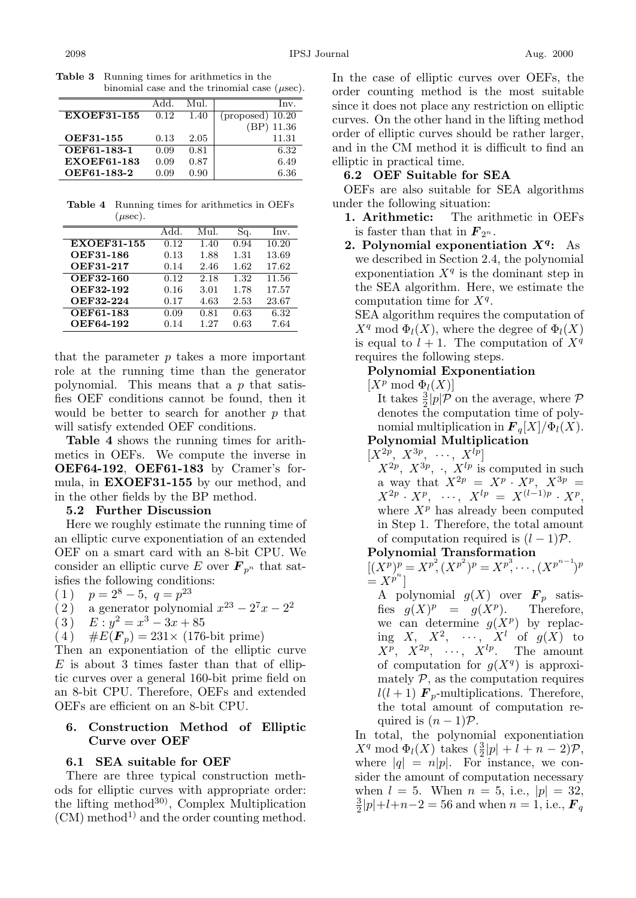**Table 3** Running times for arithmetics in the binomial case and the trinomial case (μsec).

| | Add. | Mul. | Inv. |
|---|---|---|---|
| **EXOEF31-155** | 0.12 | 1.40 | (proposed) 10.20 |
| | | | (BP) 11.36 |
| **OEF31-155** | 0.13 | 2.05 | 11.31 |
| **OEF61-183-1** | 0.09 | 0.81 | 6.32 |
| **EXOEF61-183** | 0.09 | 0.87 | 6.49 |
| **OEF61-183-2** | 0.09 | 0.90 | 6.36 |

**Table 4** Running times for arithmetics in OEFs (μsec).

| | Add. | Mul. | Sq. | Inv. |
|---|---|---|---|---|
| **EXOEF31-155** | 0.12 | 1.40 | 0.94 | 10.20 |
| **OEF31-186** | 0.13 | 1.88 | 1.31 | 13.69 |
| **OEF31-217** | 0.14 | 2.46 | 1.62 | 17.62 |
| **OEF32-160** | 0.12 | 2.18 | 1.32 | 11.56 |
| **OEF32-192** | 0.16 | 3.01 | 1.78 | 17.57 |
| **OEF32-224** | 0.17 | 4.63 | 2.53 | 23.67 |
| **OEF61-183** | 0.09 | 0.81 | 0.63 | 6.32 |
| **OEF64-192** | 0.14 | 1.27 | 0.63 | 7.64 |

that the parameter $p$ takes a more important role at the running time than the generator polynomial. This means that a $p$ that satisfies OEF conditions cannot be found, then it would be better to search for another $p$ that will satisfy extended OEF conditions.

**Table 4** shows the running times for arithmetics in OEFs. We compute the inverse in **OEF64-192**, **OEF61-183** by Cramer's formula, in **EXOEF31-155** by our method, and in the other fields by the BP method.

### 5.2 Further Discussion

Here we roughly estimate the running time of an elliptic curve exponentiation of an extended OEF on a smart card with an 8-bit CPU. We consider an elliptic curve $E$ over $\boldsymbol{F}_{p^n}$ that satisfies the following conditions:

(1) $p = 2^8 - 5,\ q = p^{23}$
(2) a generator polynomial $x^{23} - 2^7 x - 2^2$
(3) $E : y^2 = x^3 - 3x + 85$
(4) $\#E(\boldsymbol{F}_p) = 231\times$ (176-bit prime)

Then an exponentiation of the elliptic curve $E$ is about 3 times faster than that of elliptic curves over a general 160-bit prime field on an 8-bit CPU. Therefore, OEFs and extended OEFs are efficient on an 8-bit CPU.

## 6. Construction Method of Elliptic Curve over OEF

### 6.1 SEA suitable for OEF

There are three typical construction methods for elliptic curves with appropriate order: the lifting method[30], Complex Multiplication (CM) method[1] and the order counting method. In the case of elliptic curves over OEFs, the order counting method is the most suitable since it does not place any restriction on elliptic curves. On the other hand in the lifting method order of elliptic curves should be rather larger, and in the CM method it is difficult to find an elliptic in practical time.

### 6.2 OEF Suitable for SEA

OEFs are also suitable for SEA algorithms under the following situation:

**1. Arithmetic:** The arithmetic in OEFs is faster than that in $\boldsymbol{F}_{2^n}$.

**2. Polynomial exponentiation $X^q$:** As we described in Section 2.4, the polynomial exponentiation $X^q$ is the dominant step in the SEA algorithm. Here, we estimate the computation time for $X^q$.

SEA algorithm requires the computation of $X^q \bmod \Phi_l(X)$, where the degree of $\Phi_l(X)$ is equal to $l+1$. The computation of $X^q$ requires the following steps.

**Polynomial Exponentiation**

$[X^p \bmod \Phi_l(X)]$

It takes $\frac{3}{2}|p|\mathcal{P}$ on the average, where $\mathcal{P}$ denotes the computation time of polynomial multiplication in $\boldsymbol{F}_q[X]/\Phi_l(X)$.

**Polynomial Multiplication**

$[X^{2p},\ X^{3p},\ \cdots,\ X^{lp}]$

$X^{2p},\ X^{3p},\ \cdot,\ X^{lp}$ is computed in such a way that $X^{2p} = X^p \cdot X^p$, $X^{3p} = X^{2p} \cdot X^p$, $\cdots$, $X^{lp} = X^{(l-1)p} \cdot X^p$, where $X^p$ has already been computed in Step 1. Therefore, the total amount of computation required is $(l-1)\mathcal{P}$.

**Polynomial Transformation**

$[(X^p)^p = X^{p^2}, (X^{p^2})^p = X^{p^3}, \cdots, (X^{p^{n-1}})^p = X^{p^n}]$

A polynomial $g(X)$ over $\boldsymbol{F}_p$ satisfies $g(X)^p = g(X^p)$. Therefore, we can determine $g(X^p)$ by replacing $X,\ X^2,\ \cdots,\ X^l$ of $g(X)$ to $X^p,\ X^{2p},\ \cdots,\ X^{lp}$. The amount of computation for $g(X^q)$ is approximately $\mathcal{P}$, as the computation requires $l(l+1)$ $\boldsymbol{F}_p$-multiplications. Therefore, the total amount of computation required is $(n-1)\mathcal{P}$.

In total, the polynomial exponentiation $X^q \bmod \Phi_l(X)$ takes $(\frac{3}{2}|p| + l + n - 2)\mathcal{P}$, where $|q| = n|p|$. For instance, we consider the amount of computation necessary when $l = 5$. When $n = 5$, i.e., $|p| = 32$, $\frac{3}{2}|p| + l + n - 2 = 56$ and when $n = 1$, i.e., $\boldsymbol{F}_q$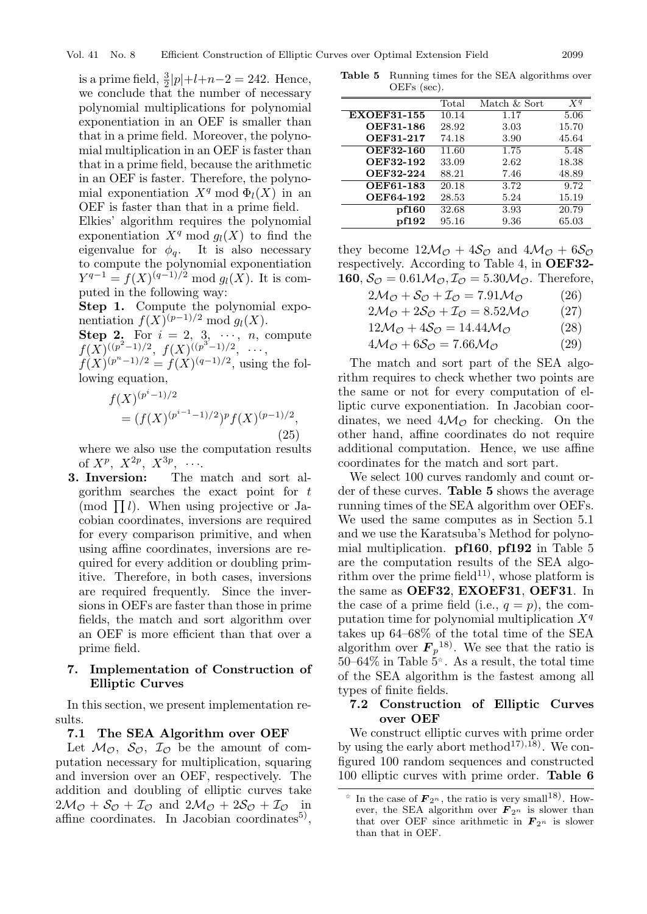is a prime field, $\frac{3}{2}|p|+l+n-2 = 242$. Hence, we conclude that the number of necessary polynomial multiplications for polynomial exponentiation in an OEF is smaller than that in a prime field. Moreover, the polynomial multiplication in an OEF is faster than that in a prime field, because the arithmetic in an OEF is faster. Therefore, the polynomial exponentiation $X^q \bmod \Phi_l(X)$ in an OEF is faster than that in a prime field.

Elkies' algorithm requires the polynomial exponentiation $X^q \bmod g_l(X)$ to find the eigenvalue for $\phi_q$. It is also necessary to compute the polynomial exponentiation $Y^{q-1} = f(X)^{(q-1)/2} \bmod g_l(X)$. It is computed in the following way:

**Step 1.** Compute the polynomial exponentiation $f(X)^{(p-1)/2} \bmod g_l(X)$.

**Step 2.** For $i = 2, 3, \cdots, n$, compute $f(X)^{((p^2-1)/2}, f(X)^{((p^3-1)/2}, \cdots,$ $f(X)^{(p^n-1)/2} = f(X)^{(q-1)/2}$, using the following equation,

$$f(X)^{(p^i-1)/2} = (f(X)^{(p^{i-1}-1)/2})^p f(X)^{(p-1)/2}, \quad (25)$$

where we also use the computation results of $X^p, X^{2p}, X^{3p}, \cdots$.

**3. Inversion:** The match and sort algorithm searches the exact point for $t \pmod{\prod l}$. When using projective or Jacobian coordinates, inversions are required for every comparison primitive, and when using affine coordinates, inversions are required for every addition or doubling primitive. Therefore, in both cases, inversions are required frequently. Since the inversions in OEFs are faster than those in prime fields, the match and sort algorithm over an OEF is more efficient than that over a prime field.

## 7. Implementation of Construction of Elliptic Curves

In this section, we present implementation results.

### 7.1 The SEA Algorithm over OEF

Let $\mathcal{M}_\mathcal{O}, \mathcal{S}_\mathcal{O}, \mathcal{I}_\mathcal{O}$ be the amount of computation necessary for multiplication, squaring and inversion over an OEF, respectively. The addition and doubling of elliptic curves take $2\mathcal{M}_\mathcal{O} + \mathcal{S}_\mathcal{O} + \mathcal{I}_\mathcal{O}$ and $2\mathcal{M}_\mathcal{O} + 2\mathcal{S}_\mathcal{O} + \mathcal{I}_\mathcal{O}$ in affine coordinates. In Jacobian coordinates[5], they become $12\mathcal{M}_\mathcal{O} + 4\mathcal{S}_\mathcal{O}$ and $4\mathcal{M}_\mathcal{O} + 6\mathcal{S}_\mathcal{O}$ respectively. According to Table 4, in **OEF32-160**, $\mathcal{S}_\mathcal{O} = 0.61\mathcal{M}_\mathcal{O}, \mathcal{I}_\mathcal{O} = 5.30\mathcal{M}_\mathcal{O}$. Therefore,

$$2\mathcal{M}_\mathcal{O} + \mathcal{S}_\mathcal{O} + \mathcal{I}_\mathcal{O} = 7.91\mathcal{M}_\mathcal{O} \quad (26)$$

$$2\mathcal{M}_\mathcal{O} + 2\mathcal{S}_\mathcal{O} + \mathcal{I}_\mathcal{O} = 8.52\mathcal{M}_\mathcal{O} \quad (27)$$

$$12\mathcal{M}_\mathcal{O} + 4\mathcal{S}_\mathcal{O} = 14.44\mathcal{M}_\mathcal{O} \quad (28)$$

$$4\mathcal{M}_\mathcal{O} + 6\mathcal{S}_\mathcal{O} = 7.66\mathcal{M}_\mathcal{O} \quad (29)$$

The match and sort part of the SEA algorithm requires to check whether two points are the same or not for every computation of elliptic curve exponentiation. In Jacobian coordinates, we need $4\mathcal{M}_\mathcal{O}$ for checking. On the other hand, affine coordinates do not require additional computation. Hence, we use affine coordinates for the match and sort part.

**Table 5** Running times for the SEA algorithms over OEFs (sec).

| | Total | Match & Sort | $X^q$ |
|---|---|---|---|
| **EXOEF31-155** | 10.14 | 1.17 | 5.06 |
| **OEF31-186** | 28.92 | 3.03 | 15.70 |
| **OEF31-217** | 74.18 | 3.90 | 45.64 |
| **OEF32-160** | 11.60 | 1.75 | 5.48 |
| **OEF32-192** | 33.09 | 2.62 | 18.38 |
| **OEF32-224** | 88.21 | 7.46 | 48.89 |
| **OEF61-183** | 20.18 | 3.72 | 9.72 |
| **OEF64-192** | 28.53 | 5.24 | 15.19 |
| **pf160** | 32.68 | 3.93 | 20.79 |
| **pf192** | 95.16 | 9.36 | 65.03 |

We select 100 curves randomly and count order of these curves. **Table 5** shows the average running times of the SEA algorithm over OEFs. We used the same computes as in Section 5.1 and we use the Karatsuba's Method for polynomial multiplication. **pf160**, **pf192** in Table 5 are the computation results of the SEA algorithm over the prime field[11], whose platform is the same as **OEF32**, **EXOEF31**, **OEF31**. In the case of a prime field (i.e., $q = p$), the computation time for polynomial multiplication $X^q$ takes up 64–68% of the total time of the SEA algorithm over $\boldsymbol{F}_p$[18]. We see that the ratio is 50–64% in Table 5[☆]. As a result, the total time of the SEA algorithm is the fastest among all types of finite fields.

### 7.2 Construction of Elliptic Curves over OEF

We construct elliptic curves with prime order by using the early abort method[17),18]. We configured 100 random sequences and constructed 100 elliptic curves with prime order. **Table 6**

☆ In the case of $\boldsymbol{F}_{2^n}$, the ratio is very small[18]. However, the SEA algorithm over $\boldsymbol{F}_{2^n}$ is slower than that over OEF since arithmetic in $\boldsymbol{F}_{2^n}$ is slower than that in OEF.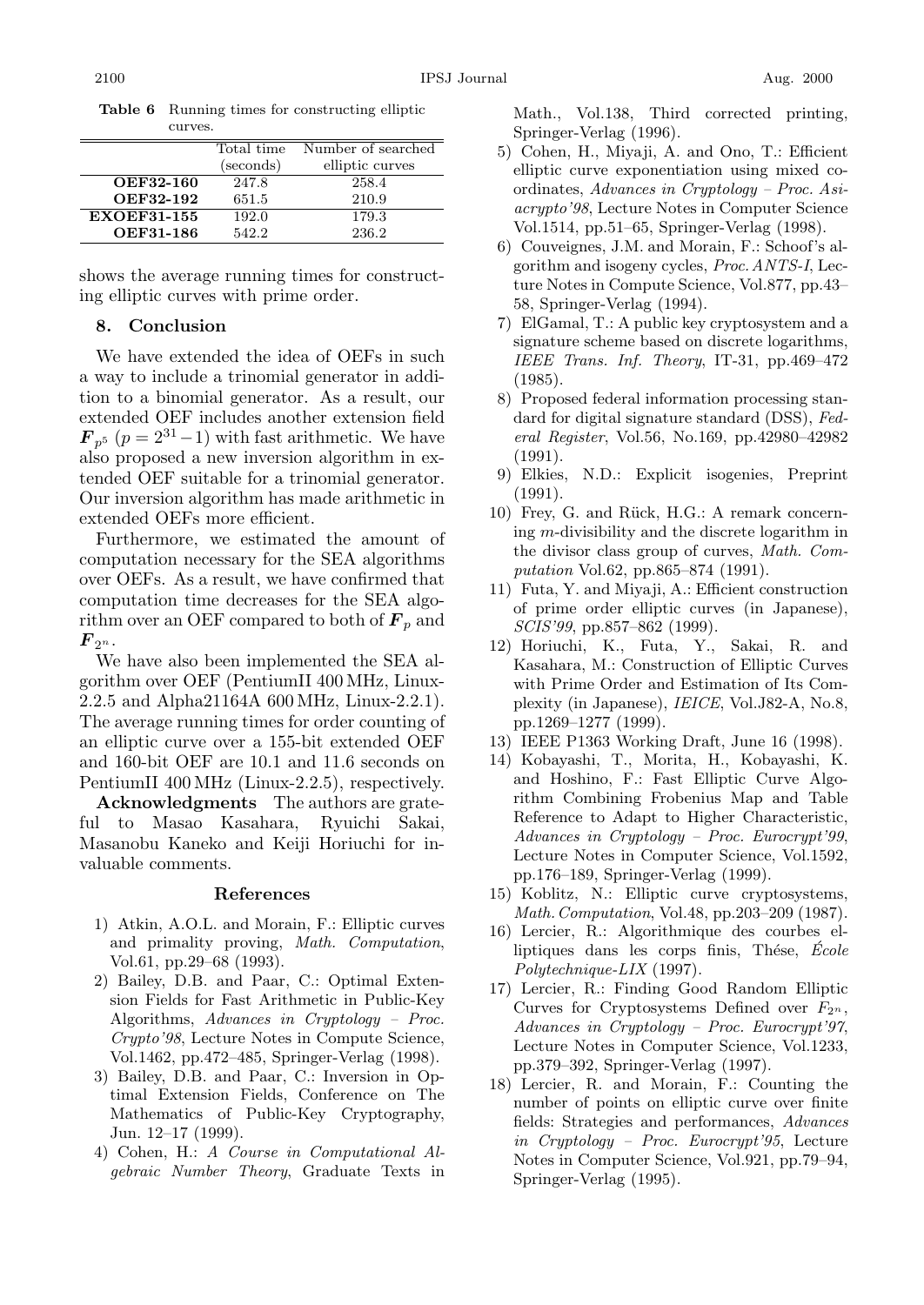**Table 6** Running times for constructing elliptic curves.

| | Total time (seconds) | Number of searched elliptic curves |
|---|---|---|
| **OEF32-160** | 247.8 | 258.4 |
| **OEF32-192** | 651.5 | 210.9 |
| **EXOEF31-155** | 192.0 | 179.3 |
| **OEF31-186** | 542.2 | 236.2 |

shows the average running times for constructing elliptic curves with prime order.

## 8. Conclusion

We have extended the idea of OEFs in such a way to include a trinomial generator in addition to a binomial generator. As a result, our extended OEF includes another extension field $\boldsymbol{F}_{p^5}$ ($p = 2^{31}-1$) with fast arithmetic. We have also proposed a new inversion algorithm in extended OEF suitable for a trinomial generator. Our inversion algorithm has made arithmetic in extended OEFs more efficient.

Furthermore, we estimated the amount of computation necessary for the SEA algorithms over OEFs. As a result, we have confirmed that computation time decreases for the SEA algorithm over an OEF compared to both of $\boldsymbol{F}_p$ and $\boldsymbol{F}_{2^n}$.

We have also been implemented the SEA algorithm over OEF (PentiumII 400 MHz, Linux-2.2.5 and Alpha21164A 600 MHz, Linux-2.2.1). The average running times for order counting of an elliptic curve over a 155-bit extended OEF and 160-bit OEF are 10.1 and 11.6 seconds on PentiumII 400 MHz (Linux-2.2.5), respectively.

**Acknowledgments** The authors are grateful to Masao Kasahara, Ryuichi Sakai, Masanobu Kaneko and Keiji Horiuchi for invaluable comments.

### References

1) Atkin, A.O.L. and Morain, F.: Elliptic curves and primality proving, *Math. Computation*, Vol.61, pp.29–68 (1993).
2) Bailey, D.B. and Paar, C.: Optimal Extension Fields for Fast Arithmetic in Public-Key Algorithms, *Advances in Cryptology – Proc. Crypto'98*, Lecture Notes in Compute Science, Vol.1462, pp.472–485, Springer-Verlag (1998).
3) Bailey, D.B. and Paar, C.: Inversion in Optimal Extension Fields, Conference on The Mathematics of Public-Key Cryptography, Jun. 12–17 (1999).
4) Cohen, H.: *A Course in Computational Algebraic Number Theory*, Graduate Texts in Math., Vol.138, Third corrected printing, Springer-Verlag (1996).
5) Cohen, H., Miyaji, A. and Ono, T.: Efficient elliptic curve exponentiation using mixed coordinates, *Advances in Cryptology – Proc. Asiacrypto'98*, Lecture Notes in Computer Science Vol.1514, pp.51–65, Springer-Verlag (1998).
6) Couveignes, J.M. and Morain, F.: Schoof's algorithm and isogeny cycles, *Proc. ANTS-I*, Lecture Notes in Compute Science, Vol.877, pp.43–58, Springer-Verlag (1994).
7) ElGamal, T.: A public key cryptosystem and a signature scheme based on discrete logarithms, *IEEE Trans. Inf. Theory*, IT-31, pp.469–472 (1985).
8) Proposed federal information processing standard for digital signature standard (DSS), *Federal Register*, Vol.56, No.169, pp.42980–42982 (1991).
9) Elkies, N.D.: Explicit isogenies, Preprint (1991).
10) Frey, G. and Rück, H.G.: A remark concerning $m$-divisibility and the discrete logarithm in the divisor class group of curves, *Math. Computation* Vol.62, pp.865–874 (1991).
11) Futa, Y. and Miyaji, A.: Efficient construction of prime order elliptic curves (in Japanese), *SCIS'99*, pp.857–862 (1999).
12) Horiuchi, K., Futa, Y., Sakai, R. and Kasahara, M.: Construction of Elliptic Curves with Prime Order and Estimation of Its Complexity (in Japanese), *IEICE*, Vol.J82-A, No.8, pp.1269–1277 (1999).
13) IEEE P1363 Working Draft, June 16 (1998).
14) Kobayashi, T., Morita, H., Kobayashi, K. and Hoshino, F.: Fast Elliptic Curve Algorithm Combining Frobenius Map and Table Reference to Adapt to Higher Characteristic, *Advances in Cryptology – Proc. Eurocrypt'99*, Lecture Notes in Computer Science, Vol.1592, pp.176–189, Springer-Verlag (1999).
15) Koblitz, N.: Elliptic curve cryptosystems, *Math. Computation*, Vol.48, pp.203–209 (1987).
16) Lercier, R.: Algorithmique des courbes elliptiques dans les corps finis, Thése, *École Polytechnique-LIX* (1997).
17) Lercier, R.: Finding Good Random Elliptic Curves for Cryptosystems Defined over $F_{2^n}$, *Advances in Cryptology – Proc. Eurocrypt'97*, Lecture Notes in Computer Science, Vol.1233, pp.379–392, Springer-Verlag (1997).
18) Lercier, R. and Morain, F.: Counting the number of points on elliptic curve over finite fields: Strategies and performances, *Advances in Cryptology – Proc. Eurocrypt'95*, Lecture Notes in Computer Science, Vol.921, pp.79–94, Springer-Verlag (1995).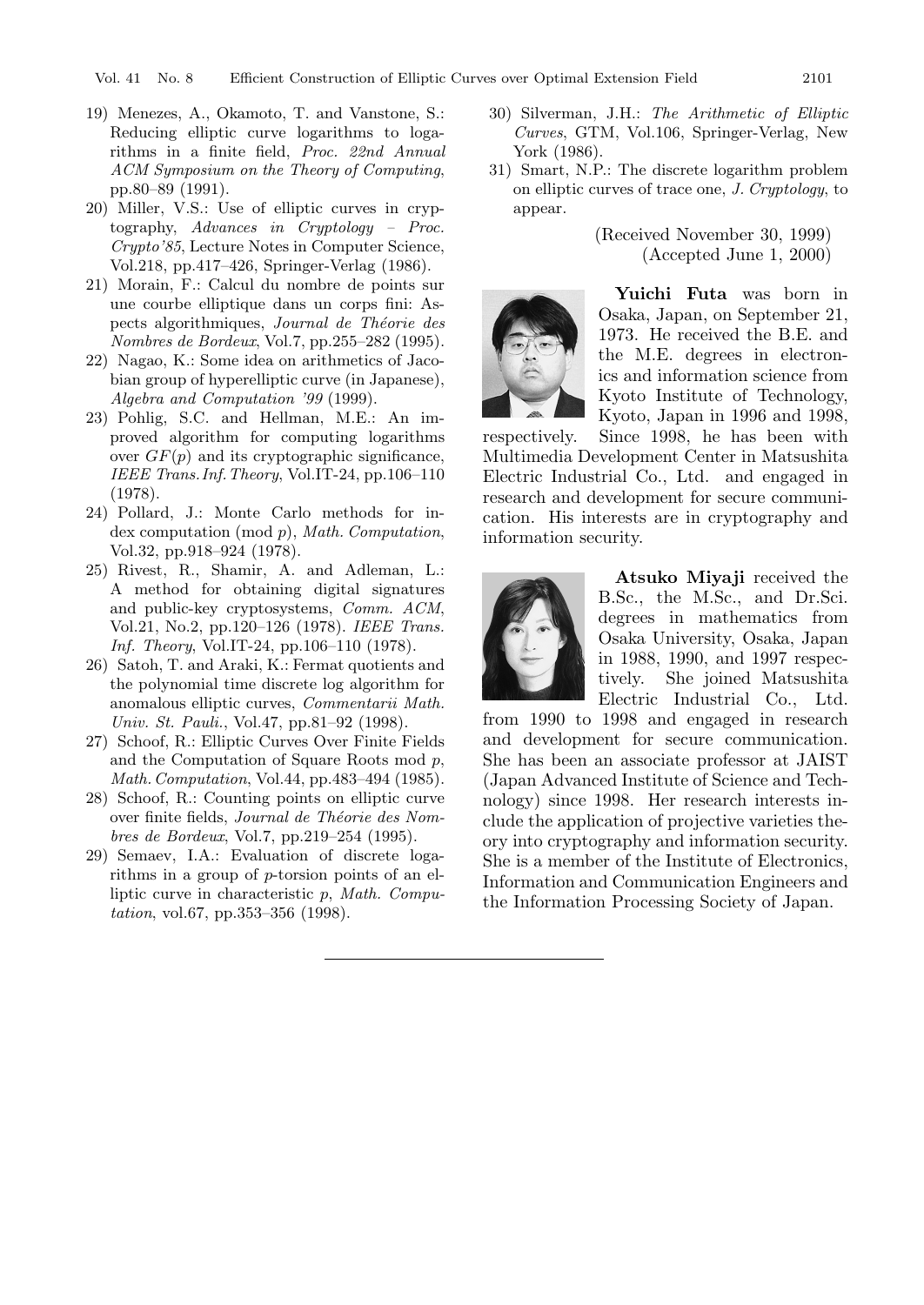19) Menezes, A., Okamoto, T. and Vanstone, S.: Reducing elliptic curve logarithms to logarithms in a finite field, *Proc. 22nd Annual ACM Symposium on the Theory of Computing*, pp.80–89 (1991).

20) Miller, V.S.: Use of elliptic curves in cryptography, *Advances in Cryptology – Proc. Crypto'85*, Lecture Notes in Computer Science, Vol.218, pp.417–426, Springer-Verlag (1986).

21) Morain, F.: Calcul du nombre de points sur une courbe elliptique dans un corps fini: Aspects algorithmiques, *Journal de Théorie des Nombres de Bordeux*, Vol.7, pp.255–282 (1995).

22) Nagao, K.: Some idea on arithmetics of Jacobian group of hyperelliptic curve (in Japanese), *Algebra and Computation '99* (1999).

23) Pohlig, S.C. and Hellman, M.E.: An improved algorithm for computing logarithms over $GF(p)$ and its cryptographic significance, *IEEE Trans.Inf.Theory*, Vol.IT-24, pp.106–110 (1978).

24) Pollard, J.: Monte Carlo methods for index computation (mod $p$), *Math. Computation*, Vol.32, pp.918–924 (1978).

25) Rivest, R., Shamir, A. and Adleman, L.: A method for obtaining digital signatures and public-key cryptosystems, *Comm. ACM*, Vol.21, No.2, pp.120–126 (1978). *IEEE Trans. Inf. Theory*, Vol.IT-24, pp.106–110 (1978).

26) Satoh, T. and Araki, K.: Fermat quotients and the polynomial time discrete log algorithm for anomalous elliptic curves, *Commentarii Math. Univ. St. Pauli.*, Vol.47, pp.81–92 (1998).

27) Schoof, R.: Elliptic Curves Over Finite Fields and the Computation of Square Roots mod $p$, *Math. Computation*, Vol.44, pp.483–494 (1985).

28) Schoof, R.: Counting points on elliptic curve over finite fields, *Journal de Théorie des Nombres de Bordeux*, Vol.7, pp.219–254 (1995).

29) Semaev, I.A.: Evaluation of discrete logarithms in a group of $p$-torsion points of an elliptic curve in characteristic $p$, *Math. Computation*, vol.67, pp.353–356 (1998).

30) Silverman, J.H.: *The Arithmetic of Elliptic Curves*, GTM, Vol.106, Springer-Verlag, New York (1986).

31) Smart, N.P.: The discrete logarithm problem on elliptic curves of trace one, *J. Cryptology*, to appear.

(Received November 30, 1999)
(Accepted June 1, 2000)

**Yuichi Futa** was born in Osaka, Japan, on September 21, 1973. He received the B.E. and the M.E. degrees in electronics and information science from Kyoto Institute of Technology, Kyoto, Japan in 1996 and 1998, respectively. Since 1998, he has been with Multimedia Development Center in Matsushita Electric Industrial Co., Ltd. and engaged in research and development for secure communication. His interests are in cryptography and information security.

**Atsuko Miyaji** received the B.Sc., the M.Sc., and Dr.Sci. degrees in mathematics from Osaka University, Osaka, Japan in 1988, 1990, and 1997 respectively. She joined Matsushita Electric Industrial Co., Ltd. from 1990 to 1998 and engaged in research and development for secure communication. She has been an associate professor at JAIST (Japan Advanced Institute of Science and Technology) since 1998. Her research interests include the application of projective varieties theory into cryptography and information security. She is a member of the Institute of Electronics, Information and Communication Engineers and the Information Processing Society of Japan.